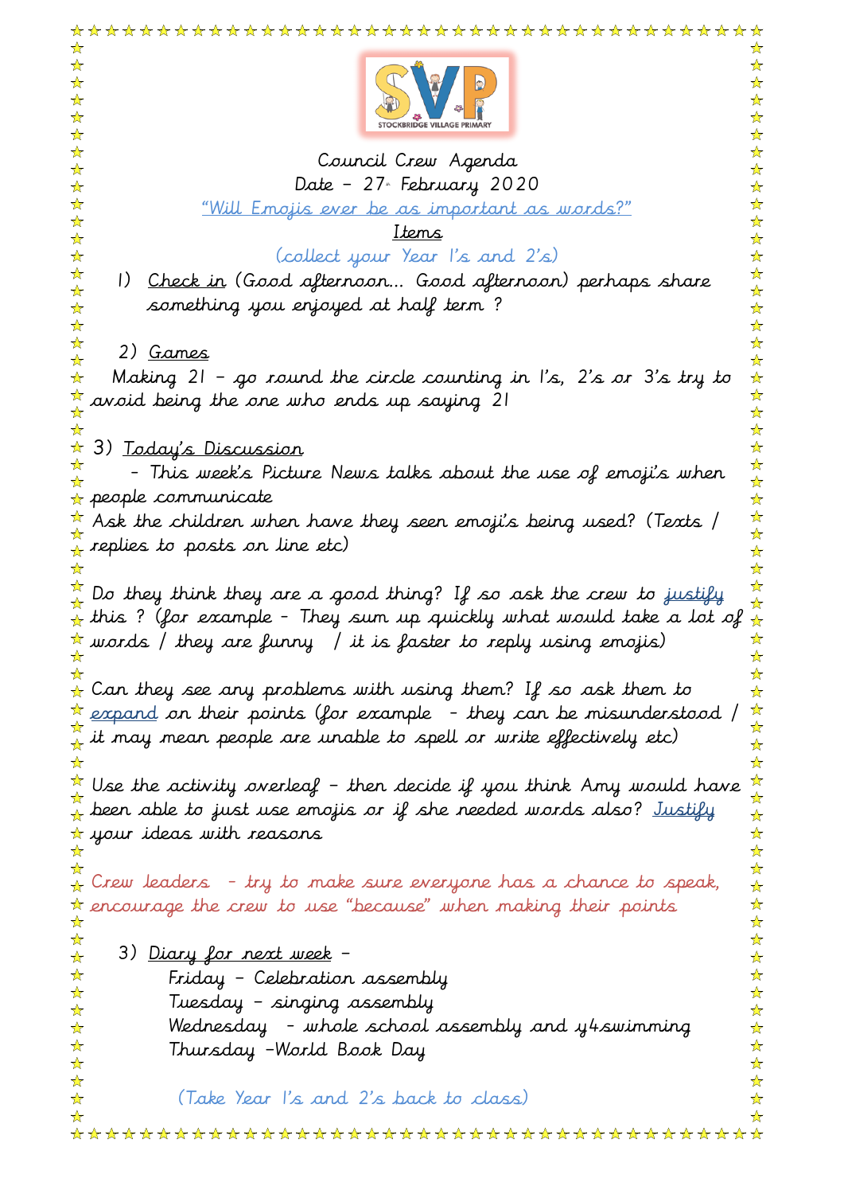STOCKBRIDGE VILLAGE PRIMARY

Council Crew Agenda

Date – 27th February 2020

"Will Emojis ever be as important as words?"

Items

(collect your Year 1's and 2's)

1) Check in (Good afternoon… Good afternoon) perhaps share something you enjoyed at half term ?

2) Games

Making 21 – go round the circle counting in 1's, 2's or 3's try to avoid being the one who ends up saying 21

3) Today's Discussion

- This week's Picture News talks about the use of emoji's when people communicate

Ask the children when have they seen emoji's being used? (Texts / replies to posts on line etc)

Do they think they are a good thing? If so ask the crew to justify this ? (for example – They sum up quickly what would take a lot of words / they are funny / it is faster to reply using emojis)

Can they see any problems with using them? If so ask them to expand on their points (for example – they can be misunderstood / it may mean people are unable to spell or write effectively etc)

Use the activity overleaf – then decide if you think Amy would have been able to just use emojis or if she needed words also? Justify your ideas with reasons

Crew leaders – try to make sure everyone has a chance to speak, encourage the crew to use "because" when making their points

3) Diary for next week –

Friday – Celebration assembly

Tuesday – singing assembly

Wednesday – whole school assembly and y4swimming

Thursday –World Book Day

(Take Year 1's and 2's back to class)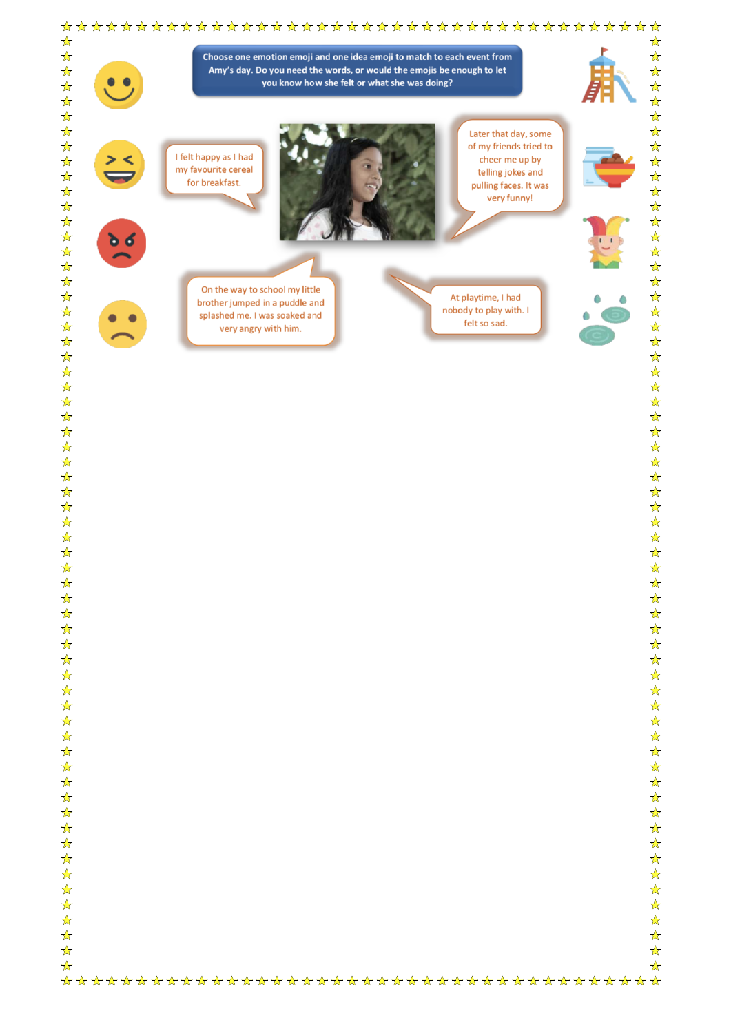Choose one emotion emoji and one idea emoji to match to each event from Amy's day. Do you need the words, or would the emojis be enough to let you know how she felt or what she was doing?

I felt happy as I had my favourite cereal for breakfast.

Later that day, some of my friends tried to cheer me up by telling jokes and pulling faces. It was very funny!

On the way to school my little brother jumped in a puddle and splashed me. I was soaked and very angry with him.

At playtime, I had nobody to play with. I felt so sad.